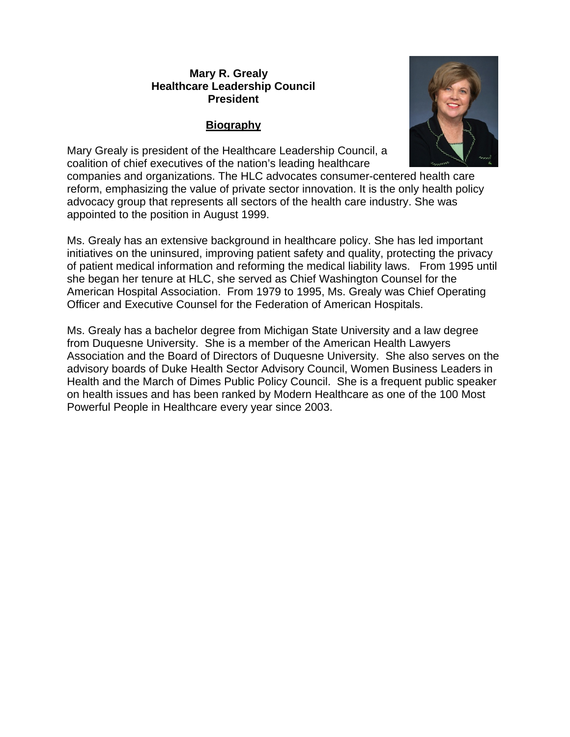**Mary R. Grealy**
**Healthcare Leadership Council**
**President**

## Biography

Mary Grealy is president of the Healthcare Leadership Council, a coalition of chief executives of the nation's leading healthcare companies and organizations. The HLC advocates consumer-centered health care reform, emphasizing the value of private sector innovation. It is the only health policy advocacy group that represents all sectors of the health care industry. She was appointed to the position in August 1999.

Ms. Grealy has an extensive background in healthcare policy. She has led important initiatives on the uninsured, improving patient safety and quality, protecting the privacy of patient medical information and reforming the medical liability laws. From 1995 until she began her tenure at HLC, she served as Chief Washington Counsel for the American Hospital Association. From 1979 to 1995, Ms. Grealy was Chief Operating Officer and Executive Counsel for the Federation of American Hospitals.

Ms. Grealy has a bachelor degree from Michigan State University and a law degree from Duquesne University. She is a member of the American Health Lawyers Association and the Board of Directors of Duquesne University. She also serves on the advisory boards of Duke Health Sector Advisory Council, Women Business Leaders in Health and the March of Dimes Public Policy Council. She is a frequent public speaker on health issues and has been ranked by Modern Healthcare as one of the 100 Most Powerful People in Healthcare every year since 2003.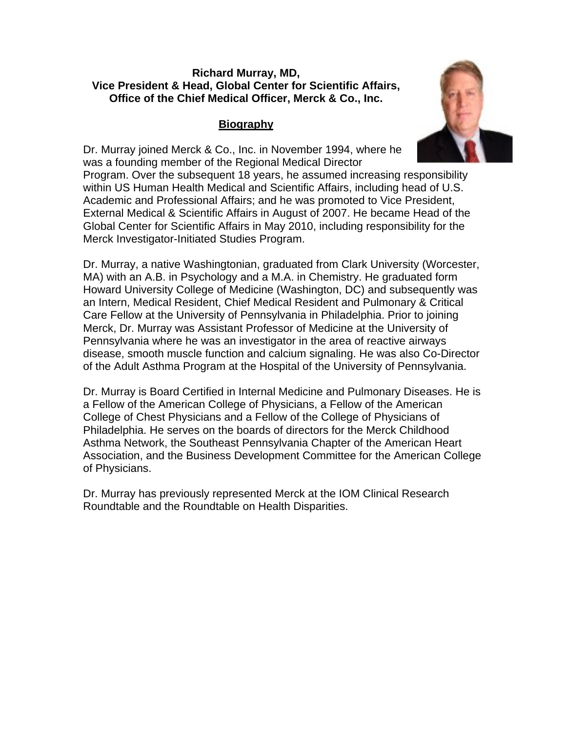**Richard Murray, MD,**
**Vice President & Head, Global Center for Scientific Affairs,**
**Office of the Chief Medical Officer, Merck & Co., Inc.**

## Biography

Dr. Murray joined Merck & Co., Inc. in November 1994, where he was a founding member of the Regional Medical Director Program. Over the subsequent 18 years, he assumed increasing responsibility within US Human Health Medical and Scientific Affairs, including head of U.S. Academic and Professional Affairs; and he was promoted to Vice President, External Medical & Scientific Affairs in August of 2007. He became Head of the Global Center for Scientific Affairs in May 2010, including responsibility for the Merck Investigator-Initiated Studies Program.

Dr. Murray, a native Washingtonian, graduated from Clark University (Worcester, MA) with an A.B. in Psychology and a M.A. in Chemistry. He graduated form Howard University College of Medicine (Washington, DC) and subsequently was an Intern, Medical Resident, Chief Medical Resident and Pulmonary & Critical Care Fellow at the University of Pennsylvania in Philadelphia. Prior to joining Merck, Dr. Murray was Assistant Professor of Medicine at the University of Pennsylvania where he was an investigator in the area of reactive airways disease, smooth muscle function and calcium signaling. He was also Co-Director of the Adult Asthma Program at the Hospital of the University of Pennsylvania.

Dr. Murray is Board Certified in Internal Medicine and Pulmonary Diseases. He is a Fellow of the American College of Physicians, a Fellow of the American College of Chest Physicians and a Fellow of the College of Physicians of Philadelphia. He serves on the boards of directors for the Merck Childhood Asthma Network, the Southeast Pennsylvania Chapter of the American Heart Association, and the Business Development Committee for the American College of Physicians.

Dr. Murray has previously represented Merck at the IOM Clinical Research Roundtable and the Roundtable on Health Disparities.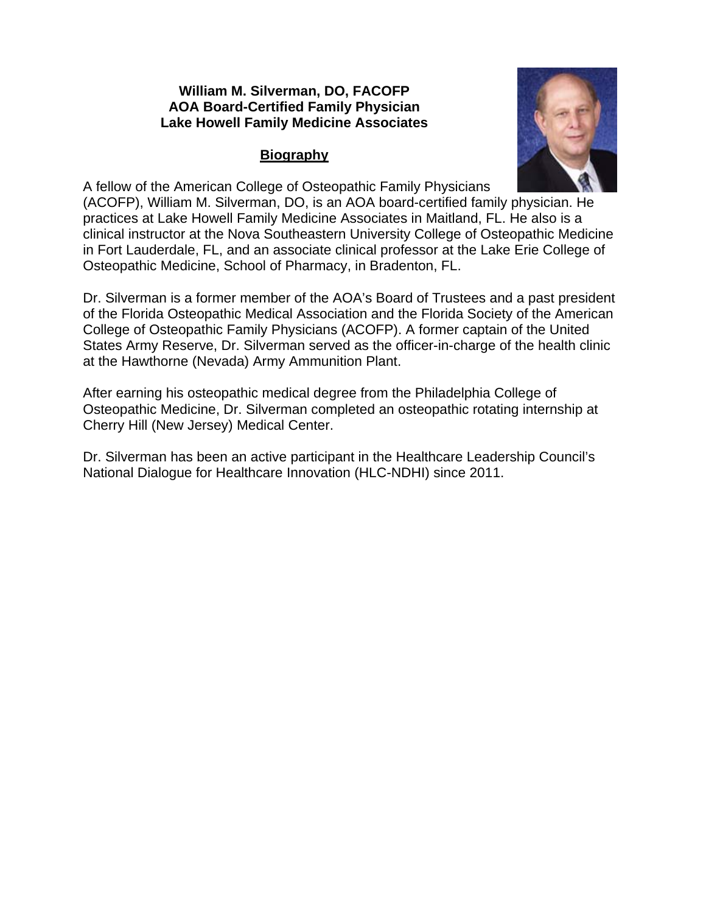**William M. Silverman, DO, FACOFP**
**AOA Board-Certified Family Physician**
**Lake Howell Family Medicine Associates**

## Biography

A fellow of the American College of Osteopathic Family Physicians (ACOFP), William M. Silverman, DO, is an AOA board-certified family physician. He practices at Lake Howell Family Medicine Associates in Maitland, FL. He also is a clinical instructor at the Nova Southeastern University College of Osteopathic Medicine in Fort Lauderdale, FL, and an associate clinical professor at the Lake Erie College of Osteopathic Medicine, School of Pharmacy, in Bradenton, FL.

Dr. Silverman is a former member of the AOA's Board of Trustees and a past president of the Florida Osteopathic Medical Association and the Florida Society of the American College of Osteopathic Family Physicians (ACOFP). A former captain of the United States Army Reserve, Dr. Silverman served as the officer-in-charge of the health clinic at the Hawthorne (Nevada) Army Ammunition Plant.

After earning his osteopathic medical degree from the Philadelphia College of Osteopathic Medicine, Dr. Silverman completed an osteopathic rotating internship at Cherry Hill (New Jersey) Medical Center.

Dr. Silverman has been an active participant in the Healthcare Leadership Council's National Dialogue for Healthcare Innovation (HLC-NDHI) since 2011.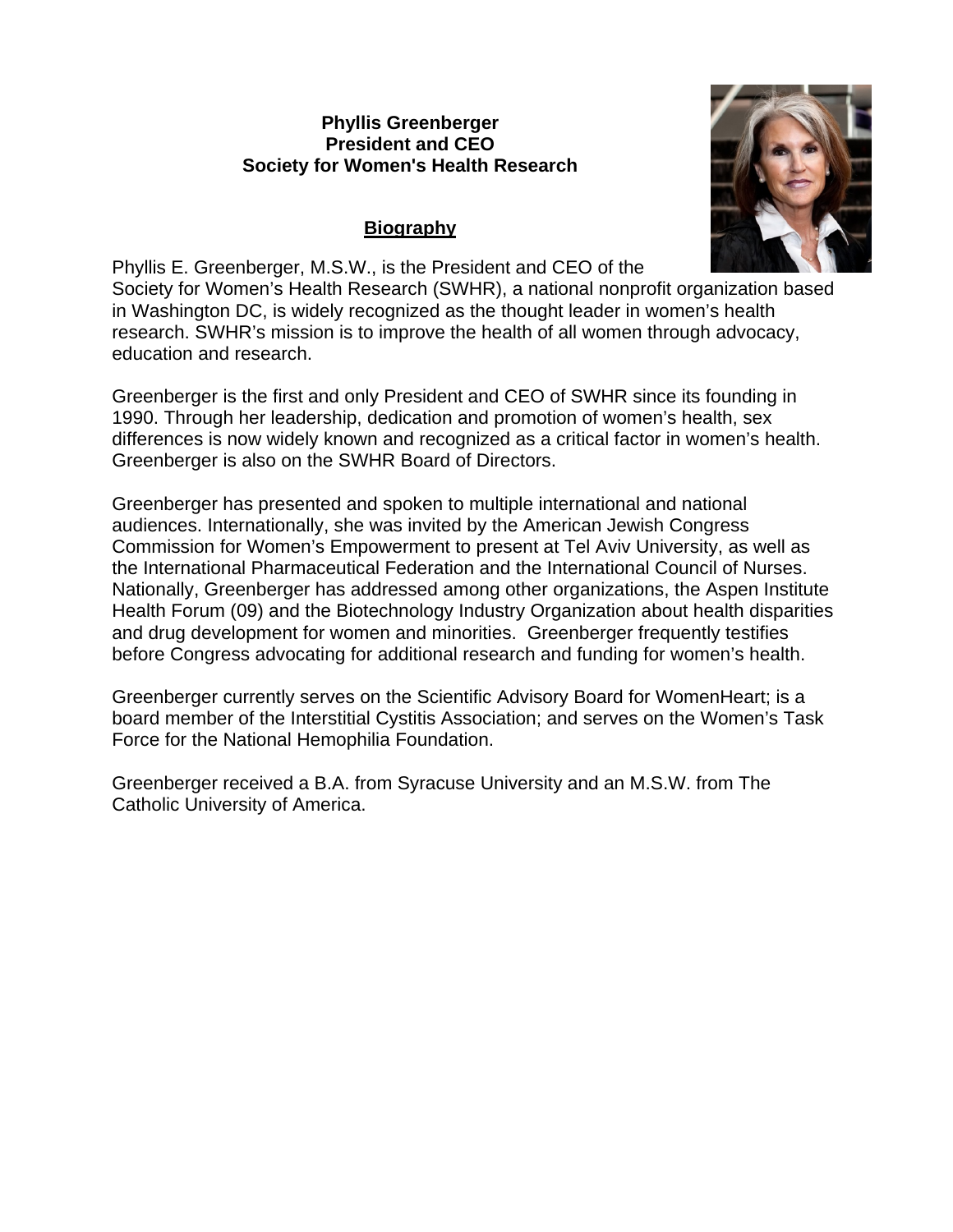**Phyllis Greenberger**
**President and CEO**
**Society for Women's Health Research**

## Biography

Phyllis E. Greenberger, M.S.W., is the President and CEO of the Society for Women's Health Research (SWHR), a national nonprofit organization based in Washington DC, is widely recognized as the thought leader in women's health research. SWHR's mission is to improve the health of all women through advocacy, education and research.

Greenberger is the first and only President and CEO of SWHR since its founding in 1990. Through her leadership, dedication and promotion of women's health, sex differences is now widely known and recognized as a critical factor in women's health. Greenberger is also on the SWHR Board of Directors.

Greenberger has presented and spoken to multiple international and national audiences. Internationally, she was invited by the American Jewish Congress Commission for Women's Empowerment to present at Tel Aviv University, as well as the International Pharmaceutical Federation and the International Council of Nurses. Nationally, Greenberger has addressed among other organizations, the Aspen Institute Health Forum (09) and the Biotechnology Industry Organization about health disparities and drug development for women and minorities. Greenberger frequently testifies before Congress advocating for additional research and funding for women's health.

Greenberger currently serves on the Scientific Advisory Board for WomenHeart; is a board member of the Interstitial Cystitis Association; and serves on the Women's Task Force for the National Hemophilia Foundation.

Greenberger received a B.A. from Syracuse University and an M.S.W. from The Catholic University of America.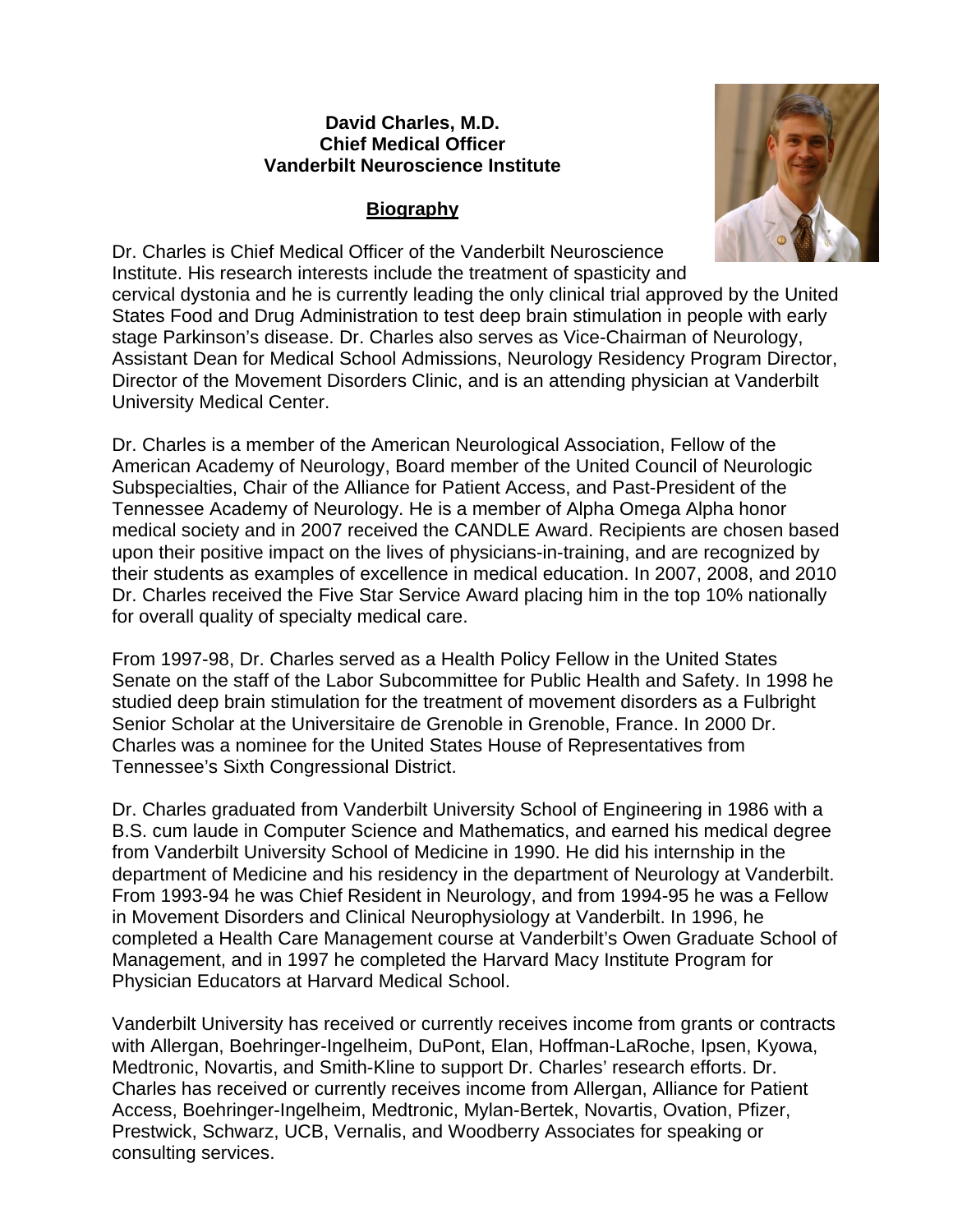**David Charles, M.D.**
**Chief Medical Officer**
**Vanderbilt Neuroscience Institute**

**Biography**

Dr. Charles is Chief Medical Officer of the Vanderbilt Neuroscience Institute. His research interests include the treatment of spasticity and cervical dystonia and he is currently leading the only clinical trial approved by the United States Food and Drug Administration to test deep brain stimulation in people with early stage Parkinson's disease. Dr. Charles also serves as Vice-Chairman of Neurology, Assistant Dean for Medical School Admissions, Neurology Residency Program Director, Director of the Movement Disorders Clinic, and is an attending physician at Vanderbilt University Medical Center.

Dr. Charles is a member of the American Neurological Association, Fellow of the American Academy of Neurology, Board member of the United Council of Neurologic Subspecialties, Chair of the Alliance for Patient Access, and Past-President of the Tennessee Academy of Neurology. He is a member of Alpha Omega Alpha honor medical society and in 2007 received the CANDLE Award. Recipients are chosen based upon their positive impact on the lives of physicians-in-training, and are recognized by their students as examples of excellence in medical education. In 2007, 2008, and 2010 Dr. Charles received the Five Star Service Award placing him in the top 10% nationally for overall quality of specialty medical care.

From 1997-98, Dr. Charles served as a Health Policy Fellow in the United States Senate on the staff of the Labor Subcommittee for Public Health and Safety. In 1998 he studied deep brain stimulation for the treatment of movement disorders as a Fulbright Senior Scholar at the Universitaire de Grenoble in Grenoble, France. In 2000 Dr. Charles was a nominee for the United States House of Representatives from Tennessee's Sixth Congressional District.

Dr. Charles graduated from Vanderbilt University School of Engineering in 1986 with a B.S. cum laude in Computer Science and Mathematics, and earned his medical degree from Vanderbilt University School of Medicine in 1990. He did his internship in the department of Medicine and his residency in the department of Neurology at Vanderbilt. From 1993-94 he was Chief Resident in Neurology, and from 1994-95 he was a Fellow in Movement Disorders and Clinical Neurophysiology at Vanderbilt. In 1996, he completed a Health Care Management course at Vanderbilt's Owen Graduate School of Management, and in 1997 he completed the Harvard Macy Institute Program for Physician Educators at Harvard Medical School.

Vanderbilt University has received or currently receives income from grants or contracts with Allergan, Boehringer-Ingelheim, DuPont, Elan, Hoffman-LaRoche, Ipsen, Kyowa, Medtronic, Novartis, and Smith-Kline to support Dr. Charles' research efforts. Dr. Charles has received or currently receives income from Allergan, Alliance for Patient Access, Boehringer-Ingelheim, Medtronic, Mylan-Bertek, Novartis, Ovation, Pfizer, Prestwick, Schwarz, UCB, Vernalis, and Woodberry Associates for speaking or consulting services.